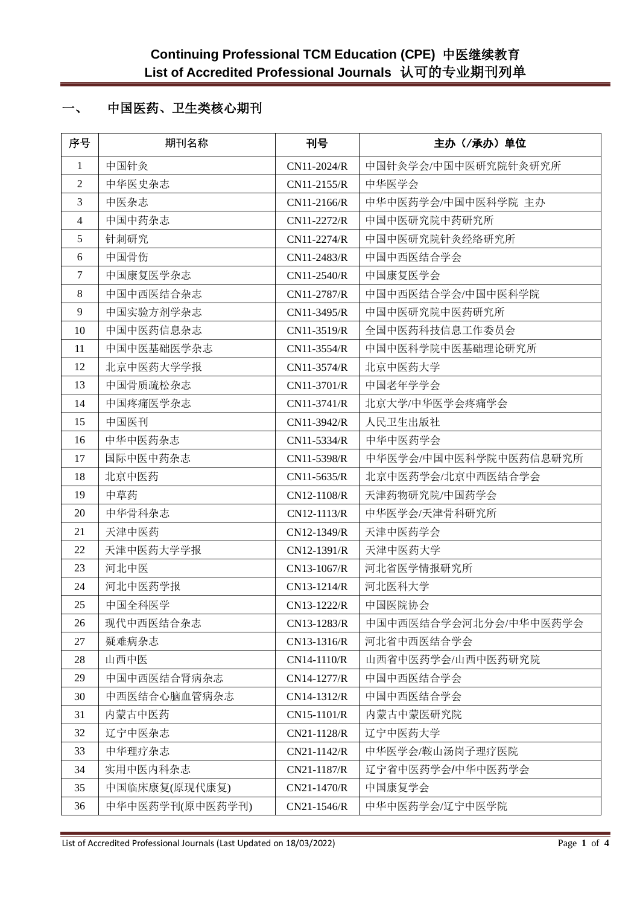# Continuing Professional TCM Education (CPE) 中医继续教育
# List of Accredited Professional Journals 认可的专业期刊列单

## 一、 中国医药、卫生类核心期刊

| 序号 | 期刊名称 | 刊号 | 主办（/承办）单位 |
|---|---|---|---|
| 1 | 中国针灸 | CN11-2024/R | 中国针灸学会/中国中医研究院针灸研究所 |
| 2 | 中华医史杂志 | CN11-2155/R | 中华医学会 |
| 3 | 中医杂志 | CN11-2166/R | 中华中医药学会/中国中医科学院 主办 |
| 4 | 中国中药杂志 | CN11-2272/R | 中国中医研究院中药研究所 |
| 5 | 针刺研究 | CN11-2274/R | 中国中医研究院针灸经络研究所 |
| 6 | 中国骨伤 | CN11-2483/R | 中国中西医结合学会 |
| 7 | 中国康复医学杂志 | CN11-2540/R | 中国康复医学会 |
| 8 | 中国中西医结合杂志 | CN11-2787/R | 中国中西医结合学会/中国中医科学院 |
| 9 | 中国实验方剂学杂志 | CN11-3495/R | 中国中医研究院中医药研究所 |
| 10 | 中国中医药信息杂志 | CN11-3519/R | 全国中医药科技信息工作委员会 |
| 11 | 中国中医基础医学杂志 | CN11-3554/R | 中国中医科学院中医基础理论研究所 |
| 12 | 北京中医药大学学报 | CN11-3574/R | 北京中医药大学 |
| 13 | 中国骨质疏松杂志 | CN11-3701/R | 中国老年学学会 |
| 14 | 中国疼痛医学杂志 | CN11-3741/R | 北京大学/中华医学会疼痛学会 |
| 15 | 中国医刊 | CN11-3942/R | 人民卫生出版社 |
| 16 | 中华中医药杂志 | CN11-5334/R | 中华中医药学会 |
| 17 | 国际中医中药杂志 | CN11-5398/R | 中华医学会/中国中医科学院中医药信息研究所 |
| 18 | 北京中医药 | CN11-5635/R | 北京中医药学会/北京中西医结合学会 |
| 19 | 中草药 | CN12-1108/R | 天津药物研究院/中国药学会 |
| 20 | 中华骨科杂志 | CN12-1113/R | 中华医学会/天津骨科研究所 |
| 21 | 天津中医药 | CN12-1349/R | 天津中医药学会 |
| 22 | 天津中医药大学学报 | CN12-1391/R | 天津中医药大学 |
| 23 | 河北中医 | CN13-1067/R | 河北省医学情报研究所 |
| 24 | 河北中医药学报 | CN13-1214/R | 河北医科大学 |
| 25 | 中国全科医学 | CN13-1222/R | 中国医院协会 |
| 26 | 现代中西医结合杂志 | CN13-1283/R | 中国中西医结合学会河北分会/中华中医药学会 |
| 27 | 疑难病杂志 | CN13-1316/R | 河北省中西医结合学会 |
| 28 | 山西中医 | CN14-1110/R | 山西省中医药学会/山西中医药研究院 |
| 29 | 中国中西医结合肾病杂志 | CN14-1277/R | 中国中西医结合学会 |
| 30 | 中西医结合心脑血管病杂志 | CN14-1312/R | 中国中西医结合学会 |
| 31 | 内蒙古中医药 | CN15-1101/R | 内蒙古中蒙医研究院 |
| 32 | 辽宁中医杂志 | CN21-1128/R | 辽宁中医药大学 |
| 33 | 中华理疗杂志 | CN21-1142/R | 中华医学会/鞍山汤岗子理疗医院 |
| 34 | 实用中医内科杂志 | CN21-1187/R | 辽宁省中医药学会/中华中医药学会 |
| 35 | 中国临床康复(原现代康复) | CN21-1470/R | 中国康复学会 |
| 36 | 中华中医药学刊(原中医药学刊) | CN21-1546/R | 中华中医药学会/辽宁中医学院 |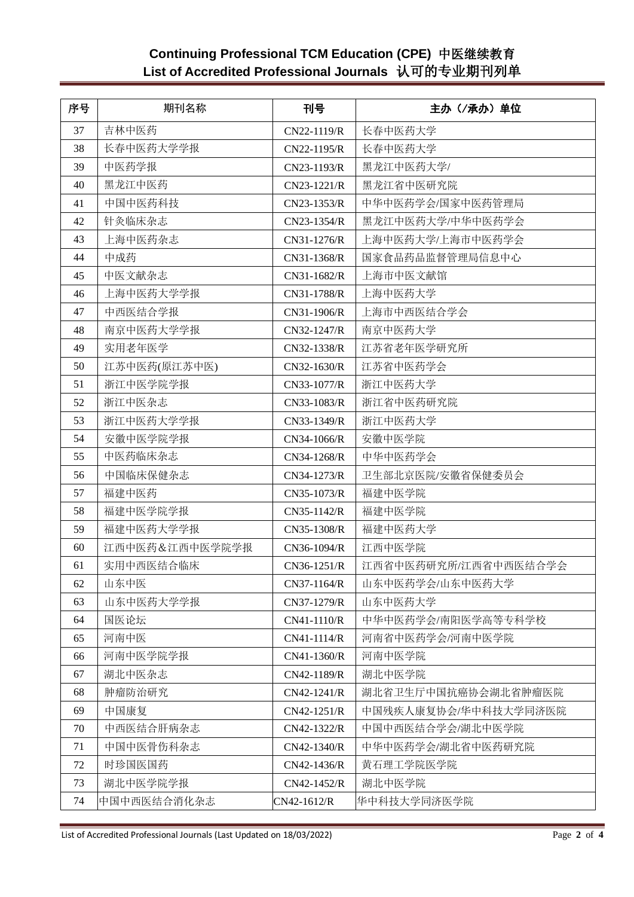# Continuing Professional TCM Education (CPE) 中医继续教育
## List of Accredited Professional Journals 认可的专业期刊列单

| 序号 | 期刊名称 | 刊号 | 主办（/承办）单位 |
|---|---|---|---|
| 37 | 吉林中医药 | CN22-1119/R | 长春中医药大学 |
| 38 | 长春中医药大学学报 | CN22-1195/R | 长春中医药大学 |
| 39 | 中医药学报 | CN23-1193/R | 黑龙江中医药大学/ |
| 40 | 黑龙江中医药 | CN23-1221/R | 黑龙江省中医研究院 |
| 41 | 中国中医药科技 | CN23-1353/R | 中华中医药学会/国家中医药管理局 |
| 42 | 针灸临床杂志 | CN23-1354/R | 黑龙江中医药大学/中华中医药学会 |
| 43 | 上海中医药杂志 | CN31-1276/R | 上海中医药大学/上海市中医药学会 |
| 44 | 中成药 | CN31-1368/R | 国家食品药品监督管理局信息中心 |
| 45 | 中医文献杂志 | CN31-1682/R | 上海市中医文献馆 |
| 46 | 上海中医药大学学报 | CN31-1788/R | 上海中医药大学 |
| 47 | 中西医结合学报 | CN31-1906/R | 上海市中西医结合学会 |
| 48 | 南京中医药大学学报 | CN32-1247/R | 南京中医药大学 |
| 49 | 实用老年医学 | CN32-1338/R | 江苏省老年医学研究所 |
| 50 | 江苏中医药(原江苏中医) | CN32-1630/R | 江苏省中医药学会 |
| 51 | 浙江中医学院学报 | CN33-1077/R | 浙江中医药大学 |
| 52 | 浙江中医杂志 | CN33-1083/R | 浙江省中医药研究院 |
| 53 | 浙江中医药大学学报 | CN33-1349/R | 浙江中医药大学 |
| 54 | 安徽中医学院学报 | CN34-1066/R | 安徽中医学院 |
| 55 | 中医药临床杂志 | CN34-1268/R | 中华中医药学会 |
| 56 | 中国临床保健杂志 | CN34-1273/R | 卫生部北京医院/安徽省保健委员会 |
| 57 | 福建中医药 | CN35-1073/R | 福建中医学院 |
| 58 | 福建中医学院学报 | CN35-1142/R | 福建中医学院 |
| 59 | 福建中医药大学学报 | CN35-1308/R | 福建中医药大学 |
| 60 | 江西中医药＆江西中医学院学报 | CN36-1094/R | 江西中医学院 |
| 61 | 实用中西医结合临床 | CN36-1251/R | 江西省中医药研究所/江西省中西医结合学会 |
| 62 | 山东中医 | CN37-1164/R | 山东中医药学会/山东中医药大学 |
| 63 | 山东中医药大学学报 | CN37-1279/R | 山东中医药大学 |
| 64 | 国医论坛 | CN41-1110/R | 中华中医药学会/南阳医学高等专科学校 |
| 65 | 河南中医 | CN41-1114/R | 河南省中医药学会/河南中医学院 |
| 66 | 河南中医学院学报 | CN41-1360/R | 河南中医学院 |
| 67 | 湖北中医杂志 | CN42-1189/R | 湖北中医学院 |
| 68 | 肿瘤防治研究 | CN42-1241/R | 湖北省卫生厅中国抗癌协会湖北省肿瘤医院 |
| 69 | 中国康复 | CN42-1251/R | 中国残疾人康复协会/华中科技大学同济医院 |
| 70 | 中西医结合肝病杂志 | CN42-1322/R | 中国中西医结合学会/湖北中医学院 |
| 71 | 中国中医骨伤科杂志 | CN42-1340/R | 中华中医药学会/湖北省中医药研究院 |
| 72 | 时珍国医国药 | CN42-1436/R | 黄石理工学院医学院 |
| 73 | 湖北中医学院学报 | CN42-1452/R | 湖北中医学院 |
| 74 | 中国中西医结合消化杂志 | CN42-1612/R | 华中科技大学同济医学院 |

List of Accredited Professional Journals (Last Updated on 18/03/2022)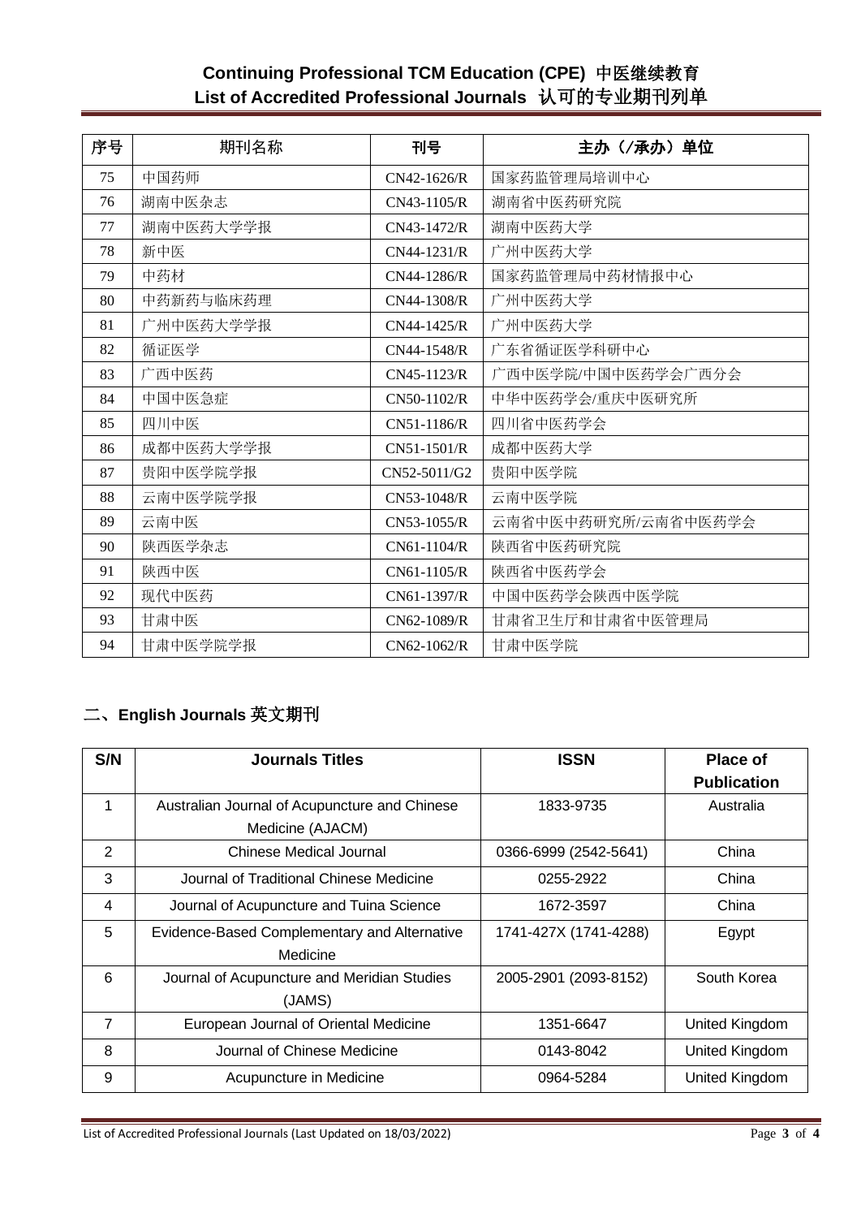**Continuing Professional TCM Education (CPE) 中医继续教育**
**List of Accredited Professional Journals 认可的专业期刊列单**

| 序号 | 期刊名称 | 刊号 | 主办（/承办）单位 |
|---|---|---|---|
| 75 | 中国药师 | CN42-1626/R | 国家药监管理局培训中心 |
| 76 | 湖南中医杂志 | CN43-1105/R | 湖南省中医药研究院 |
| 77 | 湖南中医药大学学报 | CN43-1472/R | 湖南中医药大学 |
| 78 | 新中医 | CN44-1231/R | 广州中医药大学 |
| 79 | 中药材 | CN44-1286/R | 国家药监管理局中药材情报中心 |
| 80 | 中药新药与临床药理 | CN44-1308/R | 广州中医药大学 |
| 81 | 广州中医药大学学报 | CN44-1425/R | 广州中医药大学 |
| 82 | 循证医学 | CN44-1548/R | 广东省循证医学科研中心 |
| 83 | 广西中医药 | CN45-1123/R | 广西中医学院/中国中医药学会广西分会 |
| 84 | 中国中医急症 | CN50-1102/R | 中华中医药学会/重庆中医研究所 |
| 85 | 四川中医 | CN51-1186/R | 四川省中医药学会 |
| 86 | 成都中医药大学学报 | CN51-1501/R | 成都中医药大学 |
| 87 | 贵阳中医学院学报 | CN52-5011/G2 | 贵阳中医学院 |
| 88 | 云南中医学院学报 | CN53-1048/R | 云南中医学院 |
| 89 | 云南中医 | CN53-1055/R | 云南省中医中药研究所/云南省中医药学会 |
| 90 | 陕西医学杂志 | CN61-1104/R | 陕西省中医药研究院 |
| 91 | 陕西中医 | CN61-1105/R | 陕西省中医药学会 |
| 92 | 现代中医药 | CN61-1397/R | 中国中医药学会陕西中医学院 |
| 93 | 甘肃中医 | CN62-1089/R | 甘肃省卫生厅和甘肃省中医管理局 |
| 94 | 甘肃中医学院学报 | CN62-1062/R | 甘肃中医学院 |

## 二、English Journals 英文期刊

| S/N | Journals Titles | ISSN | Place of Publication |
|---|---|---|---|
| 1 | Australian Journal of Acupuncture and Chinese Medicine (AJACM) | 1833-9735 | Australia |
| 2 | Chinese Medical Journal | 0366-6999 (2542-5641) | China |
| 3 | Journal of Traditional Chinese Medicine | 0255-2922 | China |
| 4 | Journal of Acupuncture and Tuina Science | 1672-3597 | China |
| 5 | Evidence-Based Complementary and Alternative Medicine | 1741-427X (1741-4288) | Egypt |
| 6 | Journal of Acupuncture and Meridian Studies (JAMS) | 2005-2901 (2093-8152) | South Korea |
| 7 | European Journal of Oriental Medicine | 1351-6647 | United Kingdom |
| 8 | Journal of Chinese Medicine | 0143-8042 | United Kingdom |
| 9 | Acupuncture in Medicine | 0964-5284 | United Kingdom |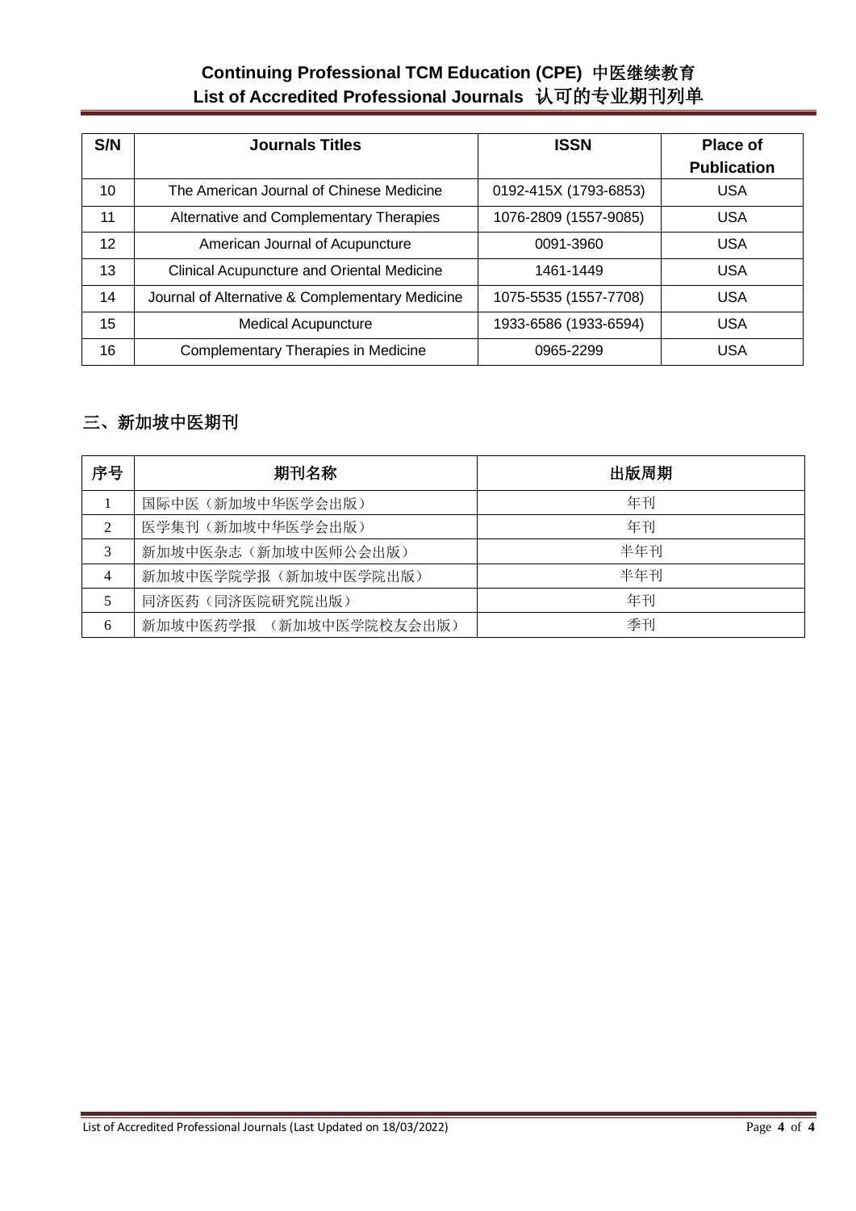# Continuing Professional TCM Education (CPE) 中医继续教育
# List of Accredited Professional Journals 认可的专业期刊列单

| S/N | Journals Titles | ISSN | Place of Publication |
|---|---|---|---|
| 10 | The American Journal of Chinese Medicine | 0192-415X (1793-6853) | USA |
| 11 | Alternative and Complementary Therapies | 1076-2809 (1557-9085) | USA |
| 12 | American Journal of Acupuncture | 0091-3960 | USA |
| 13 | Clinical Acupuncture and Oriental Medicine | 1461-1449 | USA |
| 14 | Journal of Alternative & Complementary Medicine | 1075-5535 (1557-7708) | USA |
| 15 | Medical Acupuncture | 1933-6586 (1933-6594) | USA |
| 16 | Complementary Therapies in Medicine | 0965-2299 | USA |

## 三、新加坡中医期刊

| 序号 | 期刊名称 | 出版周期 |
|---|---|---|
| 1 | 国际中医（新加坡中华医学会出版） | 年刊 |
| 2 | 医学集刊（新加坡中华医学会出版） | 年刊 |
| 3 | 新加坡中医杂志（新加坡中医师公会出版） | 半年刊 |
| 4 | 新加坡中医学院学报（新加坡中医学院出版） | 半年刊 |
| 5 | 同济医药（同济医院研究院出版） | 年刊 |
| 6 | 新加坡中医药学报 （新加坡中医学院校友会出版） | 季刊 |